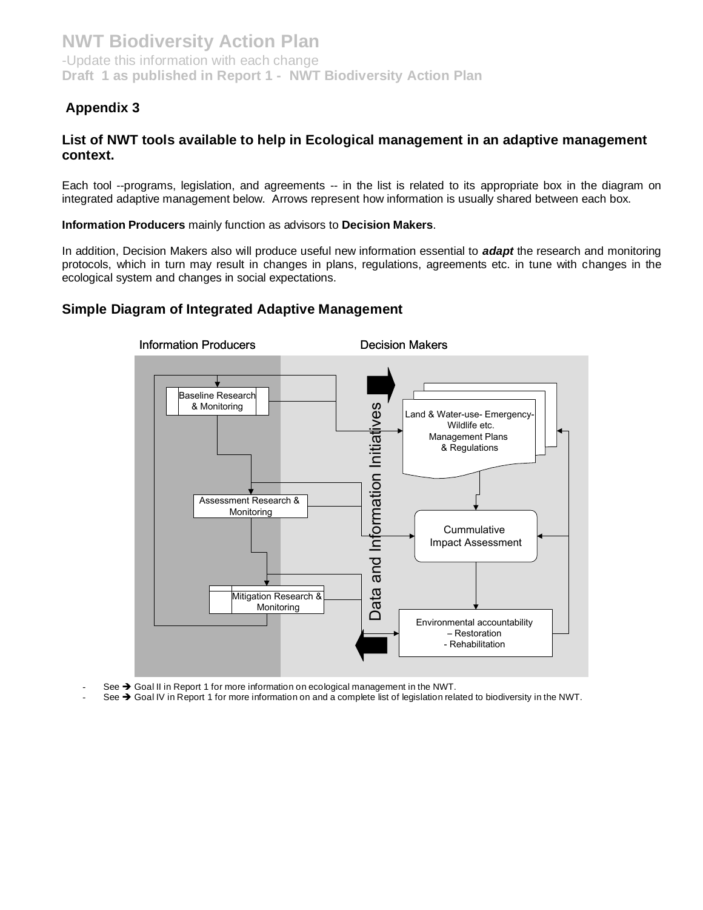# NWT Biodiversity Action Plan

-Update this information with each change

**Draft 1 as published in Report 1 - NWT Biodiversity Action Plan**

## Appendix 3

### List of NWT tools available to help in Ecological management in an adaptive management context.

Each tool --programs, legislation, and agreements -- in the list is related to its appropriate box in the diagram on integrated adaptive management below. Arrows represent how information is usually shared between each box.

**Information Producers** mainly function as advisors to **Decision Makers**.

In addition, Decision Makers also will produce useful new information essential to ***adapt*** the research and monitoring protocols, which in turn may result in changes in plans, regulations, agreements etc. in tune with changes in the ecological system and changes in social expectations.

### Simple Diagram of Integrated Adaptive Management

Information Producers | Decision Makers

Baseline Research & Monitoring

Assessment Research & Monitoring

Mitigation Research & Monitoring

Data and Information Initiatives

Land & Water-use- Emergency- Wildlife etc. Management Plans & Regulations

Cummulative Impact Assessment

Environmental accountability – Restoration - Rehabilitation

- See ➔ Goal II in Report 1 for more information on ecological management in the NWT.
- See ➔ Goal IV in Report 1 for more information on and a complete list of legislation related to biodiversity in the NWT.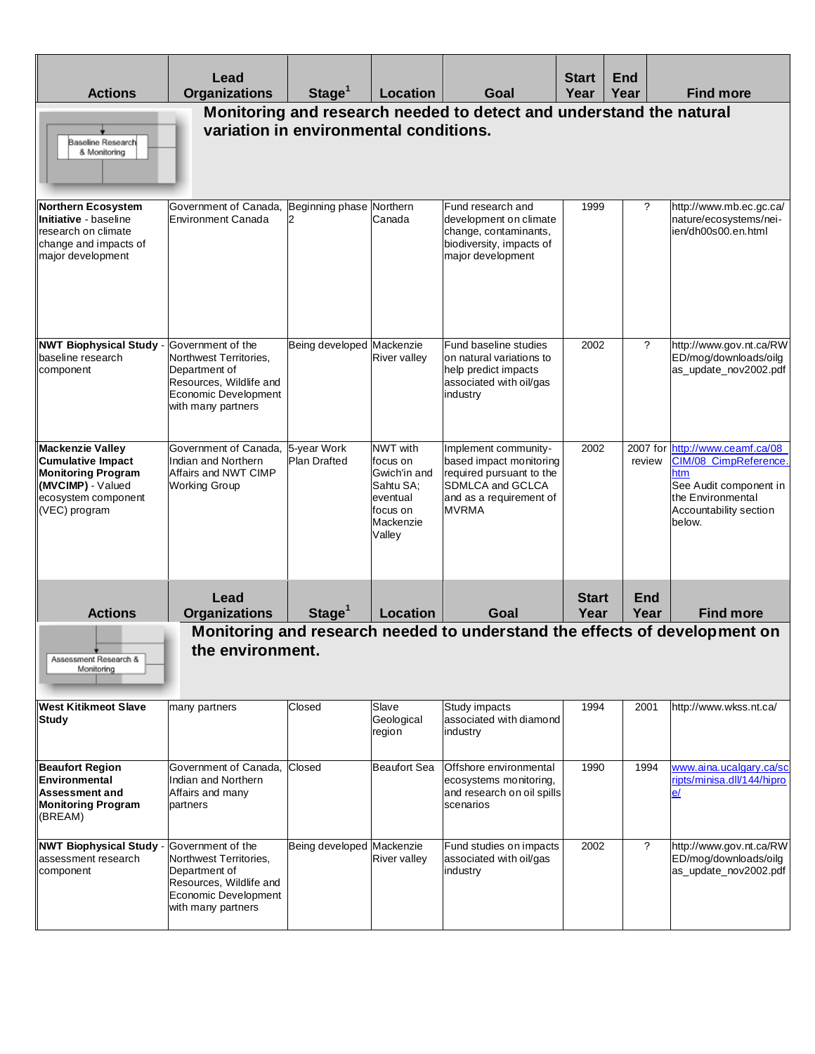| Actions | Lead Organizations | Stage[1] | Location | Goal | Start Year | End Year | Find more |
|---|---|---|---|---|---|---|---|
| Baseline Research & Monitoring | **Monitoring and research needed to detect and understand the natural variation in environmental conditions.** | | | | | | |
| **Northern Ecosystem Initiative** - baseline research on climate change and impacts of major development | Government of Canada, Environment Canada | Beginning phase 2 | Northern Canada | Fund research and development on climate change, contaminants, biodiversity, impacts of major development | 1999 | ? | http://www.mb.ec.gc.ca/nature/ecosystems/nei-ien/dh00s00.en.html |
| **NWT Biophysical Study** - baseline research component | Government of the Northwest Territories, Department of Resources, Wildlife and Economic Development with many partners | Being developed | Mackenzie River valley | Fund baseline studies on natural variations to help predict impacts associated with oil/gas industry | 2002 | ? | http://www.gov.nt.ca/RWED/mog/downloads/oilgas_update_nov2002.pdf |
| **Mackenzie Valley Cumulative Impact Monitoring Program (MVCIMP)** - Valued ecosystem component (VEC) program | Government of Canada, Indian and Northern Affairs and NWT CIMP Working Group | 5-year Work Plan Drafted | NWT with focus on Gwich'in and Sahtu SA; eventual focus on Mackenzie Valley | Implement community-based impact monitoring required pursuant to the SDMLCA and GCLCA and as a requirement of MVRMA | 2002 | 2007 for review | http://www.ceamf.ca/08_CIM/08_CimpReference.htm See Audit component in the Environmental Accountability section below. |
| **Actions** | **Lead Organizations** | **Stage[1]** | **Location** | **Goal** | **Start Year** | **End Year** | **Find more** |
| Assessment Research & Monitoring | **Monitoring and research needed to understand the effects of development on the environment.** | | | | | | |
| **West Kitikmeot Slave Study** | many partners | Closed | Slave Geological region | Study impacts associated with diamond industry | 1994 | 2001 | http://www.wkss.nt.ca/ |
| **Beaufort Region Environmental Assessment and Monitoring Program** (BREAM) | Government of Canada, Indian and Northern Affairs and many partners | Closed | Beaufort Sea | Offshore environmental ecosystems monitoring, and research on oil spills scenarios | 1990 | 1994 | www.aina.ucalgary.ca/scripts/minisa.dll/144/hiproe/ |
| **NWT Biophysical Study** - assessment research component | Government of the Northwest Territories, Department of Resources, Wildlife and Economic Development with many partners | Being developed | Mackenzie River valley | Fund studies on impacts associated with oil/gas industry | 2002 | ? | http://www.gov.nt.ca/RWED/mog/downloads/oilgas_update_nov2002.pdf |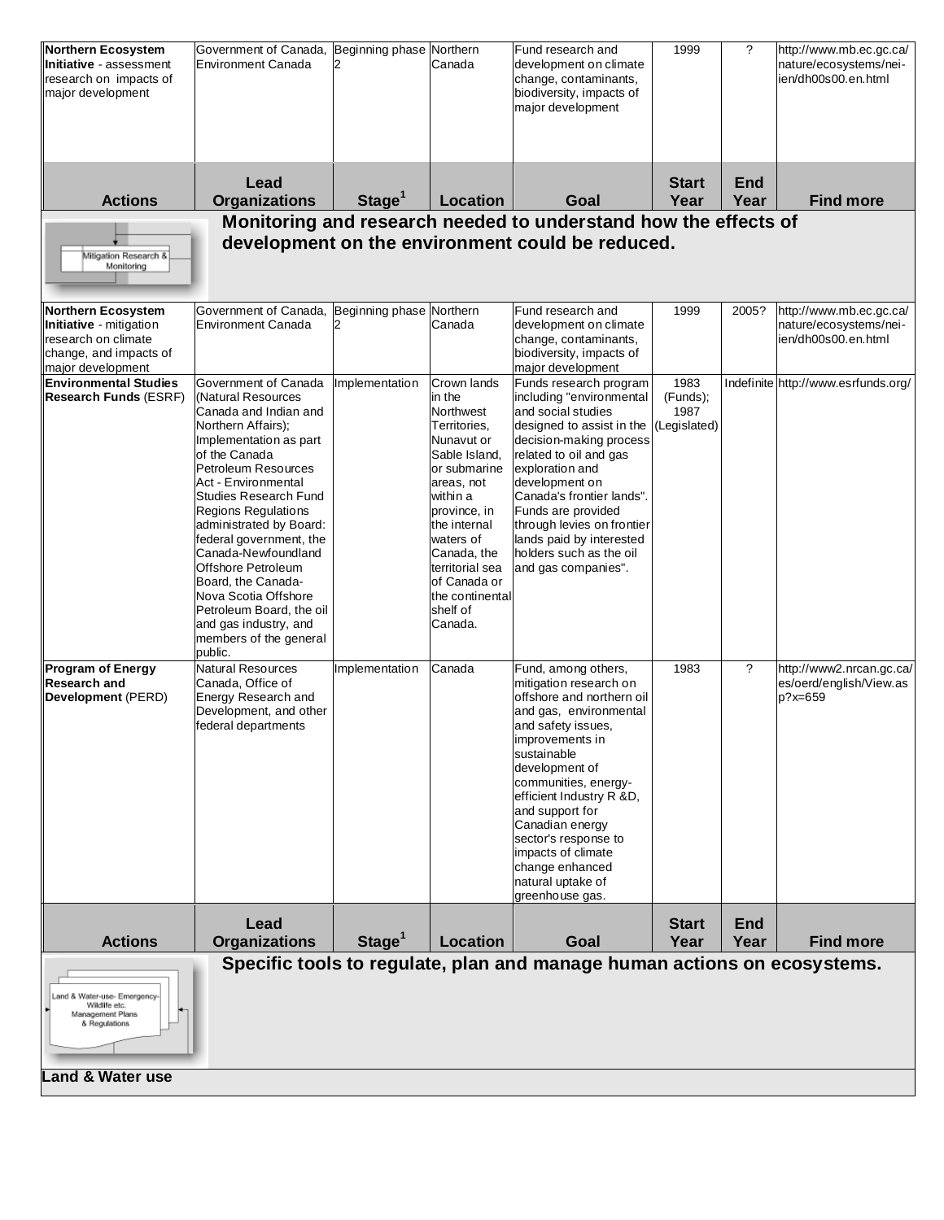| Actions | Lead Organizations | Stage[1] | Location | Goal | Start Year | End Year | Find more |
|---|---|---|---|---|---|---|---|
| **Northern Ecosystem Initiative** - assessment research on impacts of major development | Government of Canada, Environment Canada | Beginning phase 2 | Northern Canada | Fund research and development on climate change, contaminants, biodiversity, impacts of major development | 1999 | ? | http://www.mb.ec.gc.ca/nature/ecosystems/nei-ien/dh00s00.en.html |

| Actions | Lead Organizations | Stage[1] | Location | Goal | Start Year | End Year | Find more |
|---|---|---|---|---|---|---|---|
| **Monitoring and research needed to understand how the effects of development on the environment could be reduced.** | | | | | | | |
| **Northern Ecosystem Initiative** - mitigation research on climate change, and impacts of major development | Government of Canada, Environment Canada | Beginning phase 2 | Northern Canada | Fund research and development on climate change, contaminants, biodiversity, impacts of major development | 1999 | 2005? | http://www.mb.ec.gc.ca/nature/ecosystems/nei-ien/dh00s00.en.html |
| **Environmental Studies Research Funds** (ESRF) | Government of Canada (Natural Resources Canada and Indian and Northern Affairs); Implementation as part of the Canada Petroleum Resources Act - Environmental Studies Research Fund Regions Regulations administrated by Board: federal government, the Canada-Newfoundland Offshore Petroleum Board, the Canada-Nova Scotia Offshore Petroleum Board, the oil and gas industry, and members of the general public. | Implementation | Crown lands in the Northwest Territories, Nunavut or Sable Island, or submarine areas, not within a province, in the internal waters of Canada, the territorial sea of Canada or the continental shelf of Canada. | Funds research program including "environmental and social studies designed to assist in the decision-making process related to oil and gas exploration and development on Canada's frontier lands". Funds are provided through levies on frontier lands paid by interested holders such as the oil and gas companies". | 1983 (Funds); 1987 (Legislated) | Indefinite | http://www.esrfunds.org/ |
| **Program of Energy Research and Development** (PERD) | Natural Resources Canada, Office of Energy Research and Development, and other federal departments | Implementation | Canada | Fund, among others, mitigation research on offshore and northern oil and gas, environmental and safety issues, improvements in sustainable development of communities, energy-efficient Industry R &D, and support for Canadian energy sector's response to impacts of climate change enhanced natural uptake of greenhouse gas. | 1983 | ? | http://www2.nrcan.gc.ca/es/oerd/english/View.asp?x=659 |

| Actions | Lead Organizations | Stage[1] | Location | Goal | Start Year | End Year | Find more |
|---|---|---|---|---|---|---|---|
| **Specific tools to regulate, plan and manage human actions on ecosystems.** | | | | | | | |
| **Land & Water use** | | | | | | | |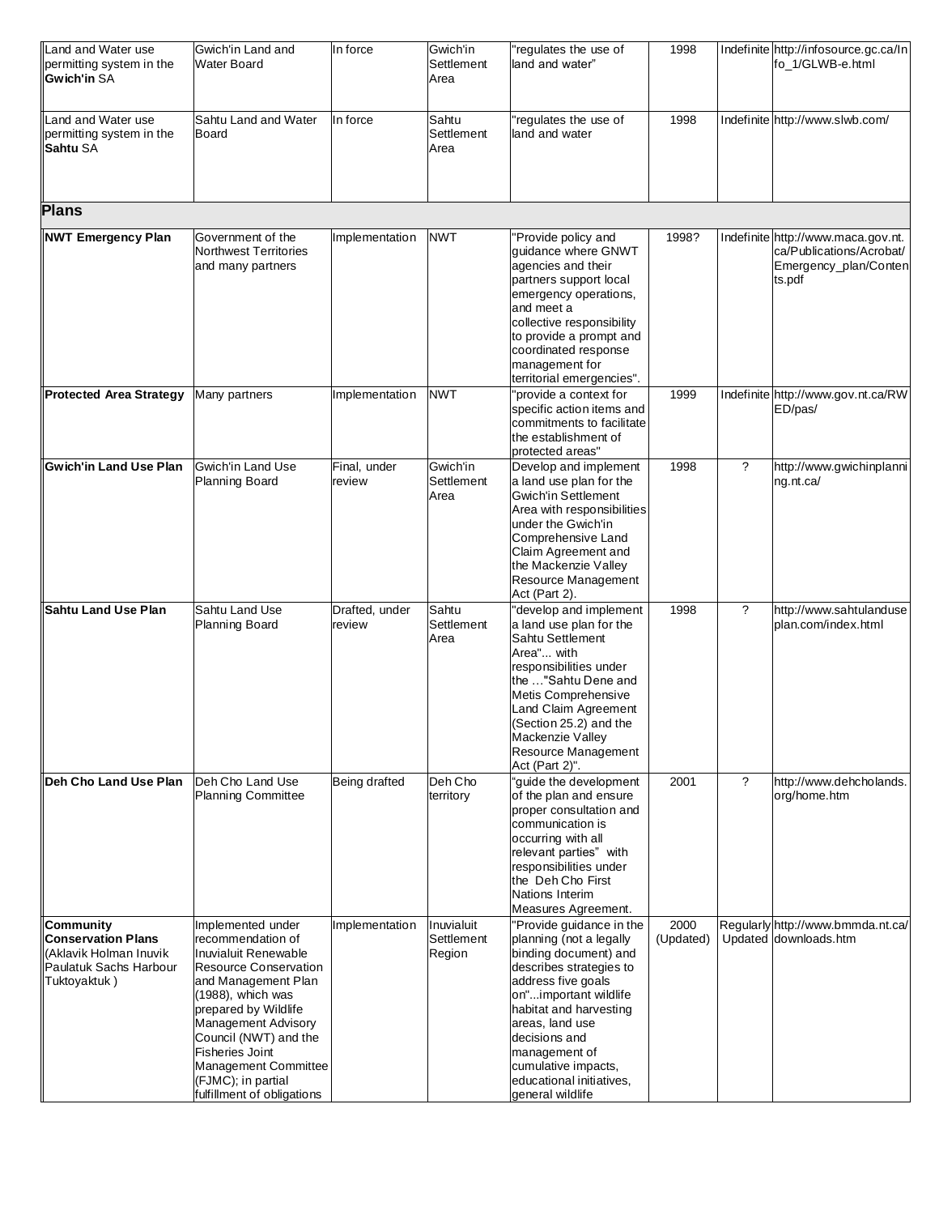| | | | | | | | |
|---|---|---|---|---|---|---|---|
| Land and Water use permitting system in the **Gwich'in** SA | Gwich'in Land and Water Board | In force | Gwich'in Settlement Area | "regulates the use of land and water" | 1998 | Indefinite | http://infosource.gc.ca/Info_1/GLWB-e.html |
| Land and Water use permitting system in the **Sahtu** SA | Sahtu Land and Water Board | In force | Sahtu Settlement Area | "regulates the use of land and water | 1998 | Indefinite | http://www.slwb.com/ |
| **Plans** | | | | | | | |
| **NWT Emergency Plan** | Government of the Northwest Territories and many partners | Implementation | NWT | "Provide policy and guidance where GNWT agencies and their partners support local emergency operations, and meet a collective responsibility to provide a prompt and coordinated response management for territorial emergencies". | 1998? | Indefinite | http://www.maca.gov.nt.ca/Publications/Acrobat/Emergency_plan/Contents.pdf |
| **Protected Area Strategy** | Many partners | Implementation | NWT | "provide a context for specific action items and commitments to facilitate the establishment of protected areas" | 1999 | Indefinite | http://www.gov.nt.ca/RWED/pas/ |
| **Gwich'in Land Use Plan** | Gwich'in Land Use Planning Board | Final, under review | Gwich'in Settlement Area | Develop and implement a land use plan for the Gwich'in Settlement Area with responsibilities under the Gwich'in Comprehensive Land Claim Agreement and the Mackenzie Valley Resource Management Act (Part 2). | 1998 | ? | http://www.gwichinplanning.nt.ca/ |
| **Sahtu Land Use Plan** | Sahtu Land Use Planning Board | Drafted, under review | Sahtu Settlement Area | "develop and implement a land use plan for the Sahtu Settlement Area"... with responsibilities under the …"Sahtu Dene and Metis Comprehensive Land Claim Agreement (Section 25.2) and the Mackenzie Valley Resource Management Act (Part 2)". | 1998 | ? | http://www.sahtulanduseplan.com/index.html |
| **Deh Cho Land Use Plan** | Deh Cho Land Use Planning Committee | Being drafted | Deh Cho territory | "guide the development of the plan and ensure proper consultation and communication is occurring with all relevant parties" with responsibilities under the Deh Cho First Nations Interim Measures Agreement. | 2001 | ? | http://www.dehcholands.org/home.htm |
| **Community Conservation Plans** (Aklavik Holman Inuvik Paulatuk Sachs Harbour Tuktoyaktuk ) | Implemented under recommendation of Inuvialuit Renewable Resource Conservation and Management Plan (1988), which was prepared by Wildlife Management Advisory Council (NWT) and the Fisheries Joint Management Committee (FJMC); in partial fulfillment of obligations | Implementation | Inuvialuit Settlement Region | "Provide guidance in the planning (not a legally binding document) and describes strategies to address five goals on"...important wildlife habitat and harvesting areas, land use decisions and management of cumulative impacts, educational initiatives, general wildlife | 2000 (Updated) | Regularly Updated | http://www.bmmda.nt.ca/downloads.htm |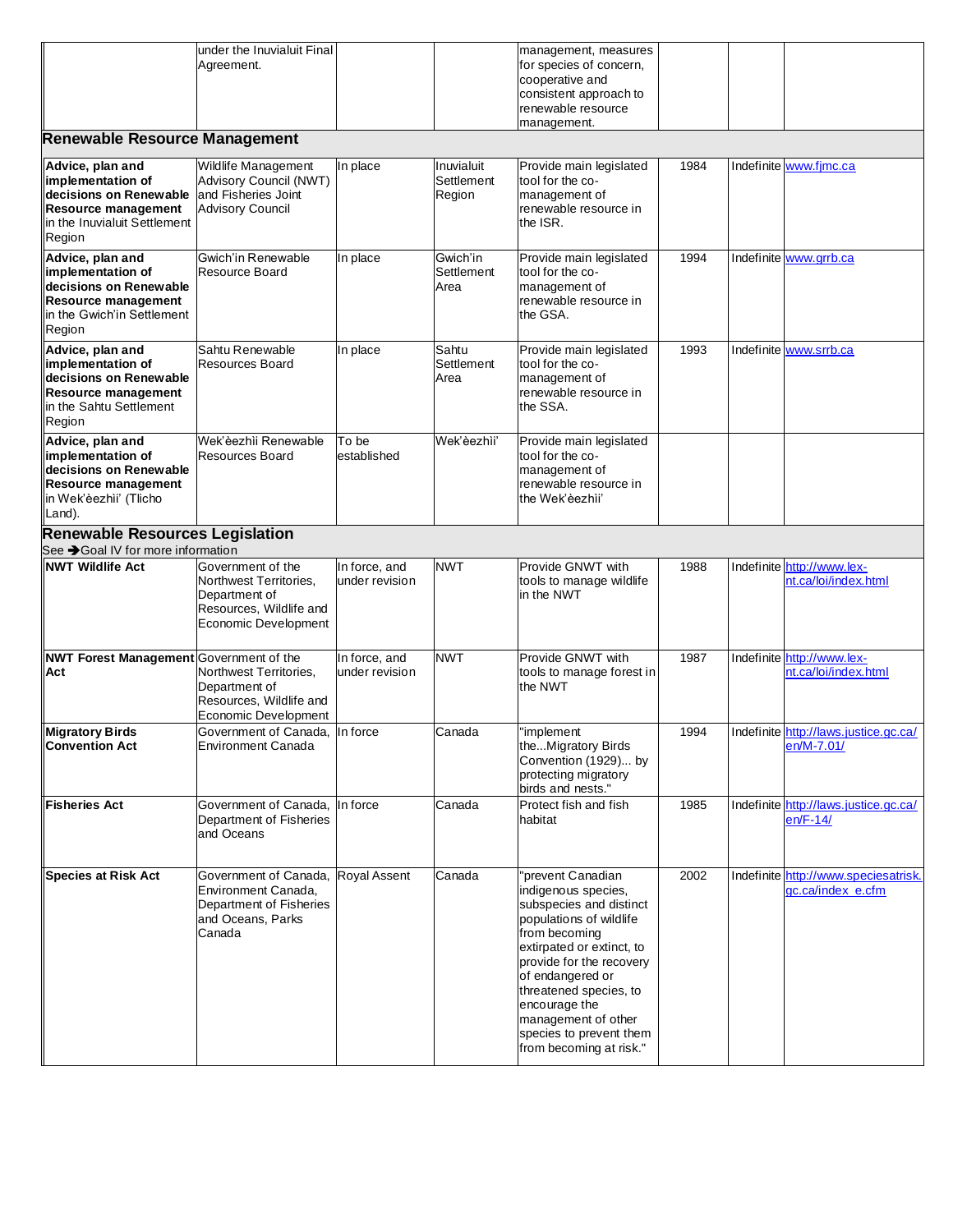| | | | | | | | |
|---|---|---|---|---|---|---|---|
| | under the Inuvialuit Final Agreement. | | | management, measures for species of concern, cooperative and consistent approach to renewable resource management. | | | |
| **Renewable Resource Management** | | | | | | | |
| **Advice, plan and implementation of decisions on Renewable Resource management** in the Inuvialuit Settlement Region | Wildlife Management Advisory Council (NWT) and Fisheries Joint Advisory Council | In place | Inuvialuit Settlement Region | Provide main legislated tool for the co-management of renewable resource in the ISR. | 1984 | Indefinite | www.fjmc.ca |
| **Advice, plan and implementation of decisions on Renewable Resource management** in the Gwich'in Settlement Region | Gwich'in Renewable Resource Board | In place | Gwich'in Settlement Area | Provide main legislated tool for the co-management of renewable resource in the GSA. | 1994 | Indefinite | www.grrb.ca |
| **Advice, plan and implementation of decisions on Renewable Resource management** in the Sahtu Settlement Region | Sahtu Renewable Resources Board | In place | Sahtu Settlement Area | Provide main legislated tool for the co-management of renewable resource in the SSA. | 1993 | Indefinite | www.srrb.ca |
| **Advice, plan and implementation of decisions on Renewable Resource management** in Wek'èezhìi' (Tlicho Land). | Wek'èezhìi Renewable Resources Board | To be established | Wek'èezhìi' | Provide main legislated tool for the co-management of renewable resource in the Wek'èezhìi' | | | |
| **Renewable Resources Legislation**<br>See ➔Goal IV for more information | | | | | | | |
| **NWT Wildlife Act** | Government of the Northwest Territories, Department of Resources, Wildlife and Economic Development | In force, and under revision | NWT | Provide GNWT with tools to manage wildlife in the NWT | 1988 | Indefinite | http://www.lex-nt.ca/loi/index.html |
| **NWT Forest Management Act** | Government of the Northwest Territories, Department of Resources, Wildlife and Economic Development | In force, and under revision | NWT | Provide GNWT with tools to manage forest in the NWT | 1987 | Indefinite | http://www.lex-nt.ca/loi/index.html |
| **Migratory Birds Convention Act** | Government of Canada, Environment Canada | In force | Canada | "implement the...Migratory Birds Convention (1929)... by protecting migratory birds and nests." | 1994 | Indefinite | http://laws.justice.gc.ca/en/M-7.01/ |
| **Fisheries Act** | Government of Canada, Department of Fisheries and Oceans | In force | Canada | Protect fish and fish habitat | 1985 | Indefinite | http://laws.justice.gc.ca/en/F-14/ |
| **Species at Risk Act** | Government of Canada, Environment Canada, Department of Fisheries and Oceans, Parks Canada | Royal Assent | Canada | "prevent Canadian indigenous species, subspecies and distinct populations of wildlife from becoming extirpated or extinct, to provide for the recovery of endangered or threatened species, to encourage the management of other species to prevent them from becoming at risk." | 2002 | Indefinite | http://www.speciesatrisk.gc.ca/index_e.cfm |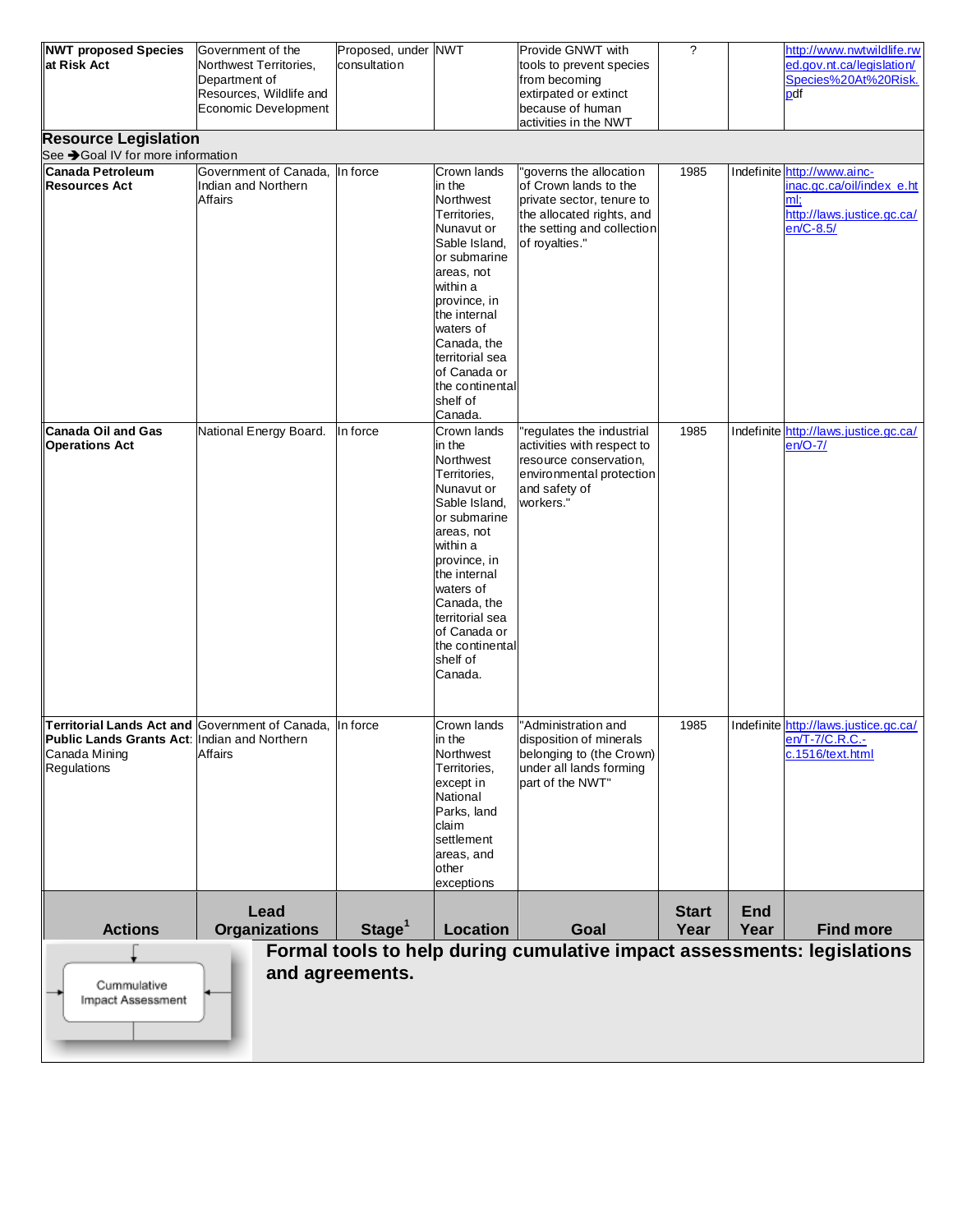| Actions | Lead Organizations | Stage[1] | Location | Goal | Start Year | End Year | Find more |
|---|---|---|---|---|---|---|---|
| **NWT proposed Species at Risk Act** | Government of the Northwest Territories, Department of Resources, Wildlife and Economic Development | Proposed, under consultation | NWT | Provide GNWT with tools to prevent species from becoming extirpated or extinct because of human activities in the NWT | ? | | http://www.nwtwildlife.rwed.gov.nt.ca/legislation/Species%20At%20Risk.pdf |
| **Resource Legislation** See → Goal IV for more information | | | | | | | |
| **Canada Petroleum Resources Act** | Government of Canada, Indian and Northern Affairs | In force | Crown lands in the Northwest Territories, Nunavut or Sable Island, or submarine areas, not within a province, in the internal waters of Canada, the territorial sea of Canada or the continental shelf of Canada. | "governs the allocation of Crown lands to the private sector, tenure to the allocated rights, and the setting and collection of royalties." | 1985 | Indefinite | http://www.ainc-inac.gc.ca/oil/index_e.html; http://laws.justice.gc.ca/en/C-8.5/ |
| **Canada Oil and Gas Operations Act** | National Energy Board. | In force | Crown lands in the Northwest Territories, Nunavut or Sable Island, or submarine areas, not within a province, in the internal waters of Canada, the territorial sea of Canada or the continental shelf of Canada. | "regulates the industrial activities with respect to resource conservation, environmental protection and safety of workers." | 1985 | Indefinite | http://laws.justice.gc.ca/en/O-7/ |
| **Territorial Lands Act and Public Lands Grants Act**: Canada Mining Regulations | Government of Canada, Indian and Northern Affairs | In force | Crown lands in the Northwest Territories, except in National Parks, land claim settlement areas, and other exceptions | "Administration and disposition of minerals belonging to (the Crown) under all lands forming part of the NWT" | 1985 | Indefinite | http://laws.justice.gc.ca/en/T-7/C.R.C.-c.1516/text.html |

Cummulative Impact Assessment

**Formal tools to help during cumulative impact assessments: legislations and agreements.**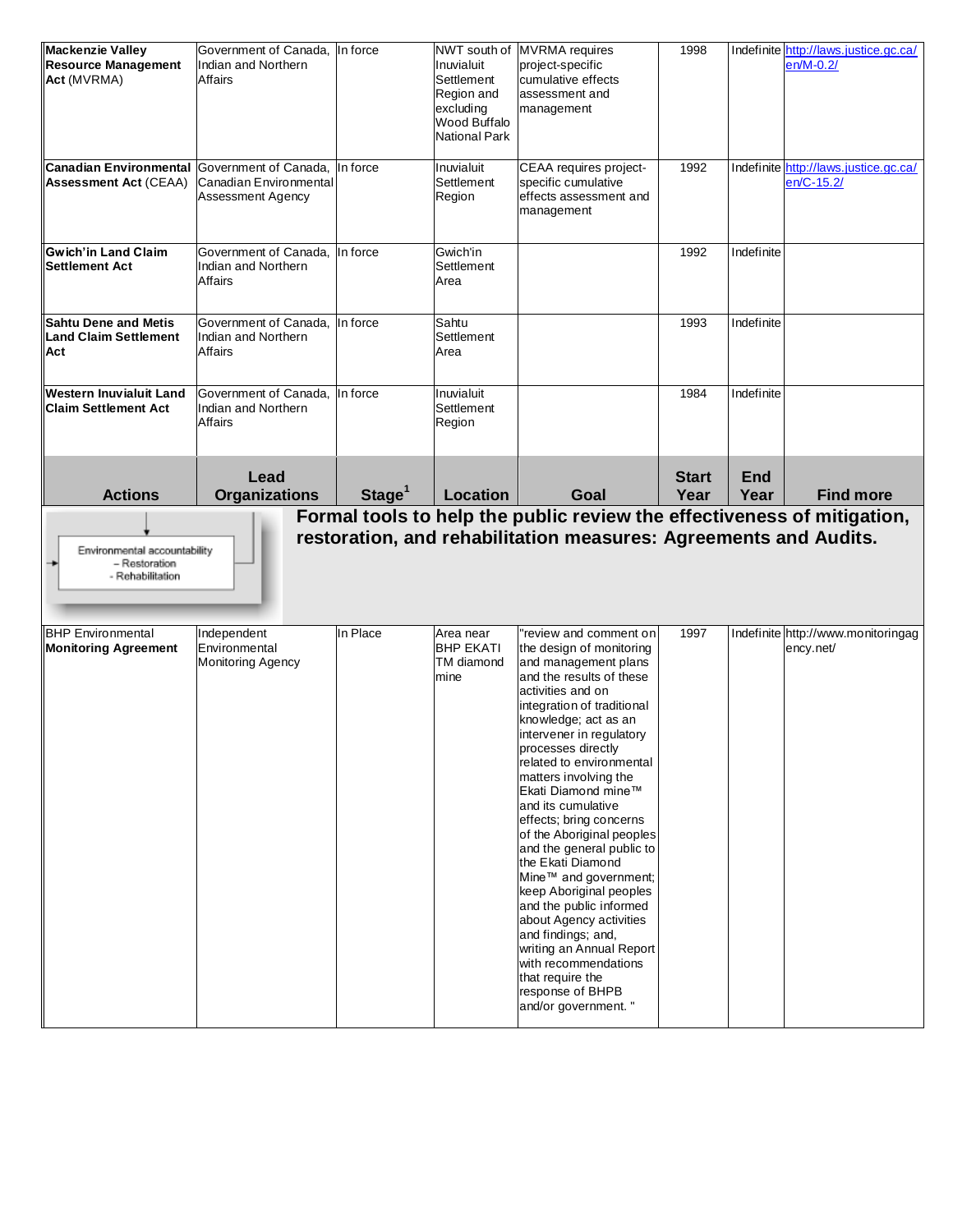| **Mackenzie Valley Resource Management Act** (MVRMA) | Government of Canada, Indian and Northern Affairs | In force | NWT south of Inuvialuit Settlement Region and excluding Wood Buffalo National Park | MVRMA requires project-specific cumulative effects assessment and management | 1998 | Indefinite | http://laws.justice.gc.ca/en/M-0.2/ |
|---|---|---|---|---|---|---|---|
| **Canadian Environmental Assessment Act** (CEAA) | Government of Canada, Canadian Environmental Assessment Agency | In force | Inuvialuit Settlement Region | CEAA requires project-specific cumulative effects assessment and management | 1992 | Indefinite | http://laws.justice.gc.ca/en/C-15.2/ |
| **Gwich'in Land Claim Settlement Act** | Government of Canada, Indian and Northern Affairs | In force | Gwich'in Settlement Area | | 1992 | Indefinite | |
| **Sahtu Dene and Metis Land Claim Settlement Act** | Government of Canada, Indian and Northern Affairs | In force | Sahtu Settlement Area | | 1993 | Indefinite | |
| **Western Inuvialuit Land Claim Settlement Act** | Government of Canada, Indian and Northern Affairs | In force | Inuvialuit Settlement Region | | 1984 | Indefinite | |
| **Actions** | **Lead Organizations** | **Stage[1]** | **Location** | **Goal** | **Start Year** | **End Year** | **Find more** |
| Environmental accountability – Restoration - Rehabilitation | **Formal tools to help the public review the effectiveness of mitigation, restoration, and rehabilitation measures: Agreements and Audits.** | | | | | | |
| BHP Environmental **Monitoring Agreement** | Independent Environmental Monitoring Agency | In Place | Area near BHP EKATI TM diamond mine | "review and comment on the design of monitoring and management plans and the results of these activities and on integration of traditional knowledge; act as an intervener in regulatory processes directly related to environmental matters involving the Ekati Diamond mine™ and its cumulative effects; bring concerns of the Aboriginal peoples and the general public to the Ekati Diamond Mine™ and government; keep Aboriginal peoples and the public informed about Agency activities and findings; and, writing an Annual Report with recommendations that require the response of BHPB and/or government. " | 1997 | Indefinite | http://www.monitoringagency.net/ |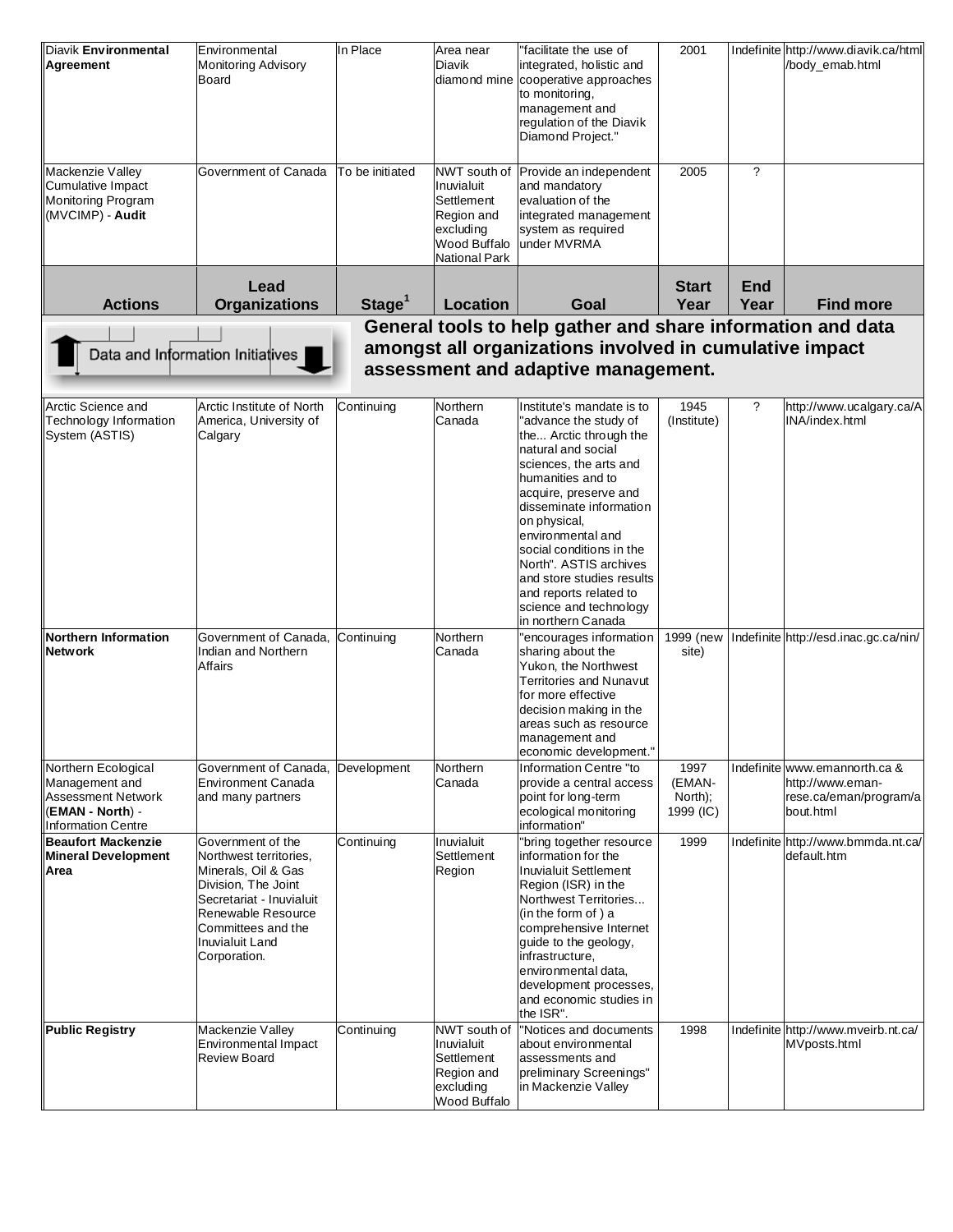| Actions | Lead Organizations | Stage[1] | Location | Goal | Start Year | End Year | Find more |
|---|---|---|---|---|---|---|---|
| Diavik **Environmental Agreement** | Environmental Monitoring Advisory Board | In Place | Area near Diavik diamond mine | "facilitate the use of integrated, holistic and cooperative approaches to monitoring, management and regulation of the Diavik Diamond Project." | 2001 | Indefinite | http://www.diavik.ca/html/body_emab.html |
| Mackenzie Valley Cumulative Impact Monitoring Program (MVCIMP) - **Audit** | Government of Canada | To be initiated | NWT south of Inuvialuit Settlement Region and excluding Wood Buffalo National Park | Provide an independent and mandatory evaluation of the integrated management system as required under MVRMA | 2005 | ? | |

| Actions | Lead Organizations | Stage[1] | Location | Goal | Start Year | End Year | Find more |
|---|---|---|---|---|---|---|---|
| **Data and Information Initiatives** | **General tools to help gather and share information and data amongst all organizations involved in cumulative impact assessment and adaptive management.** | | | | | | |
| Arctic Science and Technology Information System (ASTIS) | Arctic Institute of North America, University of Calgary | Continuing | Northern Canada | Institute's mandate is to "advance the study of the... Arctic through the natural and social sciences, the arts and humanities and to acquire, preserve and disseminate information on physical, environmental and social conditions in the North". ASTIS archives and store studies results and reports related to science and technology in northern Canada | 1945 (Institute) | ? | http://www.ucalgary.ca/AINA/index.html |
| **Northern Information Network** | Government of Canada, Indian and Northern Affairs | Continuing | Northern Canada | "encourages information sharing about the Yukon, the Northwest Territories and Nunavut for more effective decision making in the areas such as resource management and economic development." | 1999 (new site) | Indefinite | http://esd.inac.gc.ca/nin/ |
| Northern Ecological Management and Assessment Network (**EMAN - North**) - Information Centre | Government of Canada, Environment Canada and many partners | Development | Northern Canada | Information Centre "to provide a central access point for long-term ecological monitoring information" | 1997 (EMAN-North); 1999 (IC) | Indefinite | www.emannorth.ca & http://www.eman-rese.ca/eman/program/about.html |
| **Beaufort Mackenzie Mineral Development Area** | Government of the Northwest territories, Minerals, Oil & Gas Division, The Joint Secretariat - Inuvialuit Renewable Resource Committees and the Inuvialuit Land Corporation. | Continuing | Inuvialuit Settlement Region | "bring together resource information for the Inuvialuit Settlement Region (ISR) in the Northwest Territories... (in the form of ) a comprehensive Internet guide to the geology, infrastructure, environmental data, development processes, and economic studies in the ISR". | 1999 | Indefinite | http://www.bmmda.nt.ca/default.htm |
| **Public Registry** | Mackenzie Valley Environmental Impact Review Board | Continuing | NWT south of Inuvialuit Settlement Region and excluding Wood Buffalo | "Notices and documents about environmental assessments and preliminary Screenings" in Mackenzie Valley | 1998 | Indefinite | http://www.mveirb.nt.ca/MVposts.html |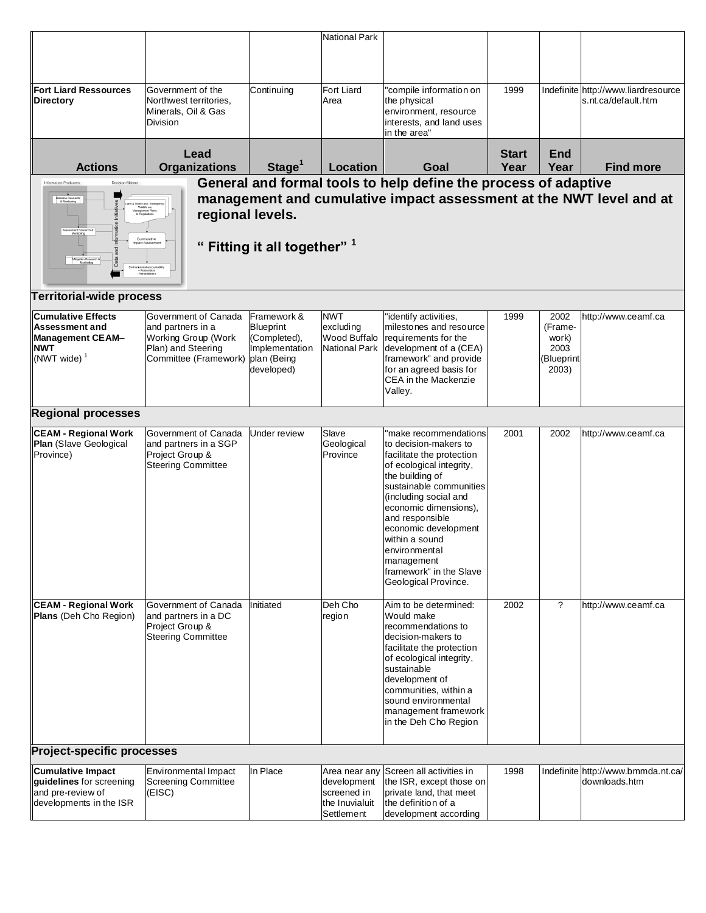| | | | National Park | | | | |
|---|---|---|---|---|---|---|---|
| **Fort Liard Ressources Directory** | Government of the Northwest territories, Minerals, Oil & Gas Division | Continuing | Fort Liard Area | "compile information on the physical environment, resource interests, and land uses in the area" | 1999 | Indefinite | http://www.liardresources.nt.ca/default.htm |

| Actions | Lead Organizations | Stage[1] | Location | Goal | Start Year | End Year | Find more |
|---|---|---|---|---|---|---|---|

**General and formal tools to help define the process of adaptive management and cumulative impact assessment at the NWT level and at regional levels.**

**" Fitting it all together"** [1]

**Territorial-wide process**

| Actions | Lead Organizations | Stage | Location | Goal | Start Year | End Year | Find more |
|---|---|---|---|---|---|---|---|
| **Cumulative Effects Assessment and Management CEAM–NWT** (NWT wide) [1] | Government of Canada and partners in a Working Group (Work Plan) and Steering Committee (Framework) | Framework & Blueprint (Completed), Implementation plan (Being developed) | NWT excluding Wood Buffalo National Park | "identify activities, milestones and resource requirements for the development of a (CEA) framework" and provide for an agreed basis for CEA in the Mackenzie Valley. | 1999 | 2002 (Frame-work) 2003 (Blueprint 2003) | http://www.ceamf.ca |

**Regional processes**

| Actions | Lead Organizations | Stage | Location | Goal | Start Year | End Year | Find more |
|---|---|---|---|---|---|---|---|
| **CEAM - Regional Work Plan** (Slave Geological Province) | Government of Canada and partners in a SGP Project Group & Steering Committee | Under review | Slave Geological Province | "make recommendations to decision-makers to facilitate the protection of ecological integrity, the building of sustainable communities (including social and economic dimensions), and responsible economic development within a sound environmental management framework" in the Slave Geological Province. | 2001 | 2002 | http://www.ceamf.ca |
| **CEAM - Regional Work Plans** (Deh Cho Region) | Government of Canada and partners in a DC Project Group & Steering Committee | Initiated | Deh Cho region | Aim to be determined: Would make recommendations to decision-makers to facilitate the protection of ecological integrity, sustainable development of communities, within a sound environmental management framework in the Deh Cho Region | 2002 | ? | http://www.ceamf.ca |

**Project-specific processes**

| Actions | Lead Organizations | Stage | Location | Goal | Start Year | End Year | Find more |
|---|---|---|---|---|---|---|---|
| **Cumulative Impact guidelines** for screening and pre-review of developments in the ISR | Environmental Impact Screening Committee (EISC) | In Place | Area near any development screened in the Inuvialuit Settlement | Screen all activities in the ISR, except those on private land, that meet the definition of a development according | 1998 | Indefinite | http://www.bmmda.nt.ca/downloads.htm |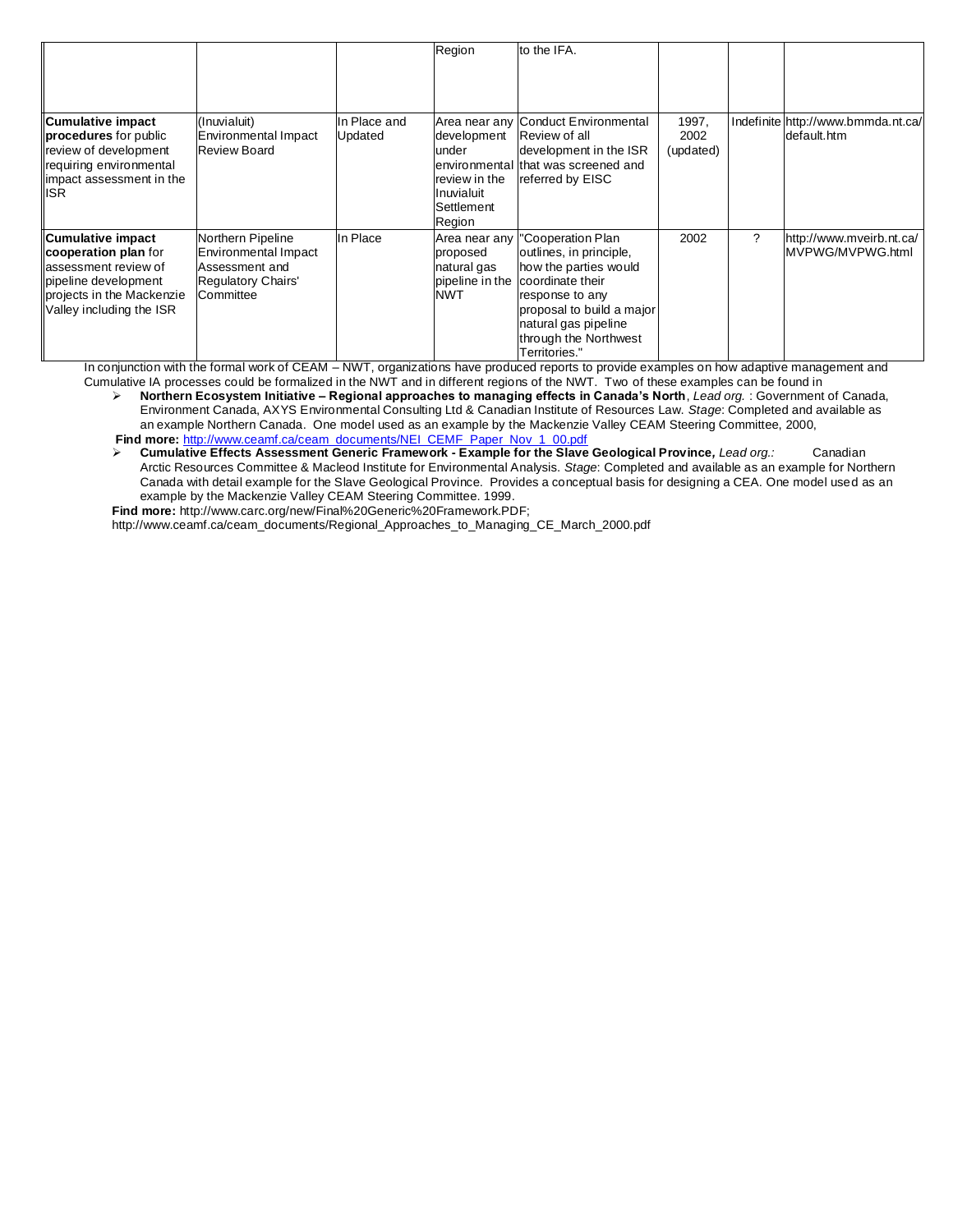| | | | | | | | |
|---|---|---|---|---|---|---|---|
| | | | Region | to the IFA. | | | |
| **Cumulative impact procedures** for public review of development requiring environmental impact assessment in the ISR | (Inuvialuit) Environmental Impact Review Board | In Place and Updated | Area near any development under environmental review in the Inuvialuit Settlement Region | Conduct Environmental Review of all development in the ISR that was screened and referred by EISC | 1997, 2002 (updated) | Indefinite | http://www.bmmda.nt.ca/default.htm |
| **Cumulative impact cooperation plan** for assessment review of pipeline development projects in the Mackenzie Valley including the ISR | Northern Pipeline Environmental Impact Assessment and Regulatory Chairs' Committee | In Place | Area near any proposed natural gas pipeline in the NWT | "Cooperation Plan outlines, in principle, how the parties would coordinate their response to any proposal to build a major natural gas pipeline through the Northwest Territories." | 2002 | ? | http://www.mveirb.nt.ca/MVPWG/MVPWG.html |

In conjunction with the formal work of CEAM – NWT, organizations have produced reports to provide examples on how adaptive management and Cumulative IA processes could be formalized in the NWT and in different regions of the NWT. Two of these examples can be found in

- **Northern Ecosystem Initiative – Regional approaches to managing effects in Canada's North**, *Lead org.* : Government of Canada, Environment Canada, AXYS Environmental Consulting Ltd & Canadian Institute of Resources Law. *Stage*: Completed and available as an example Northern Canada. One model used as an example by the Mackenzie Valley CEAM Steering Committee, 2000,

**Find more:** http://www.ceamf.ca/ceam_documents/NEI_CEMF_Paper_Nov_1_00.pdf

- **Cumulative Effects Assessment Generic Framework - Example for the Slave Geological Province,** *Lead org.:* Canadian Arctic Resources Committee & Macleod Institute for Environmental Analysis. *Stage*: Completed and available as an example for Northern Canada with detail example for the Slave Geological Province. Provides a conceptual basis for designing a CEA. One model used as an example by the Mackenzie Valley CEAM Steering Committee. 1999.

**Find more:** http://www.carc.org/new/Final%20Generic%20Framework.PDF;
http://www.ceamf.ca/ceam_documents/Regional_Approaches_to_Managing_CE_March_2000.pdf